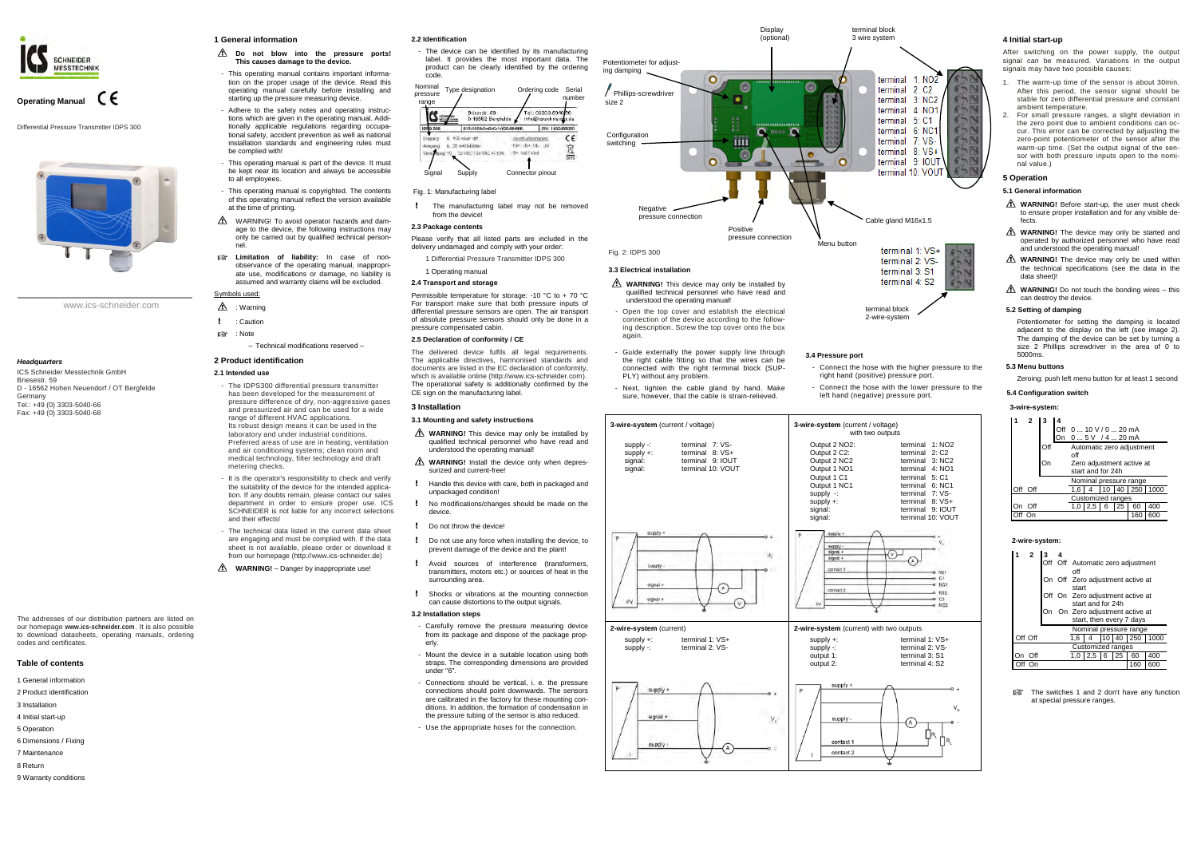**Operating Manual**

Differential Pressure Transmitter IDPS 300

www.ics-schneider.com

***Headquarters***

ICS Schneider Messtechnik GmbH
Briesestr. 59
D - 16562 Hohen Neuendorf / OT Bergfelde
Germany
Tel.: +49 (0) 3303-5040-66
Fax: +49 (0) 3303-5040-68

The addresses of our distribution partners are listed on our homepage **www.ics-schneider.com**. It is also possible to download datasheets, operating manuals, ordering codes and certificates.

## Table of contents

1 General information
2 Product identification
3 Installation
4 Initial start-up
5 Operation
6 Dimensions / Fixing
7 Maintenance
8 Return
9 Warranty conditions

## 1 General information

⚠ **Do not blow into the pressure ports! This causes damage to the device.**

- This operating manual contains important information on the proper usage of the device. Read this operating manual carefully before installing and starting up the pressure measuring device.
- Adhere to the safety notes and operating instructions which are given in the operating manual. Additionally applicable regulations regarding occupational safety, accident prevention as well as national installation standards and engineering rules must be complied with!
- This operating manual is part of the device. It must be kept near its location and always be accessible to all employees.
- This operating manual is copyrighted. The contents of this operating manual reflect the version available at the time of printing.

⚠ WARNING! To avoid operator hazards and damage to the device, the following instructions may only be carried out by qualified technical personnel.

☞ **Limitation of liability:** In case of non-observance of the operating manual, inappropriate use, modifications or damage, no liability is assumed and warranty claims will be excluded.

Symbols used:

⚠ : Warning

! : Caution

☞ : Note

– Technical modifications reserved –

## 2 Product identification

### 2.1 Intended use

- The IDPS300 differential pressure transmitter has been developed for the measurement of pressure difference of dry, non-aggressive gases and pressurized air and can be used for a wide range of different HVAC applications. Its robust design means it can be used in the laboratory and under industrial conditions. Preferred areas of use are in heating, ventilation and air conditioning systems; clean room and medical technology, filter technology and draft metering checks.
- It is the operator's responsibility to check and verify the suitability of the device for the intended application. If any doubts remain, please contact our sales department in order to ensure proper use. ICS SCHNEIDER is not liable for any incorrect selections and their effects!
- The technical data listed in the current data sheet are engaging and must be complied with. If the data sheet is not available, please order or download it from our homepage (http://www.ics-schneider.de)

⚠ **WARNING!** – Danger by inappropriate use!

### 2.2 Identification

- The device can be identified by its manufacturing label. It provides the most important data. The product can be clearly identified by the ordering code.

Nominal pressure range — Type designation — Ordering code — Serial number — Signal — Supply — Connector pinout

Fig. 1: Manufacturing label

! The manufacturing label may not be removed from the device!

### 2.3 Package contents

Please verify that all listed parts are included in the delivery undamaged and comply with your order:

1 Differential Pressure Transmitter IDPS 300

1 Operating manual

### 2.4 Transport and storage

Permissible temperature for storage: -10 °C to + 70 °C
For transport make sure that both pressure inputs of differential pressure sensors are open. The air transport of absolute pressure sensors should only be done in a pressure compensated cabin.

### 2.5 Declaration of conformity / CE

The delivered device fulfils all legal requirements. The applicable directives, harmonised standards and documents are listed in the EC declaration of conformity, which is available online (http://www.ics-schneider.com). The operational safety is additionally confirmed by the CE sign on the manufacturing label.

## 3 Installation

### 3.1 Mounting and safety instructions

⚠ **WARNING!** This device may only be installed by qualified technical personnel who have read and understood the operating manual!

⚠ **WARNING!** Install the device only when depressurized and current-free!

! Handle this device with care, both in packaged and unpackaged condition!

! No modifications/changes should be made on the device.

! Do not throw the device!

! Do not use any force when installing the device, to prevent damage of the device and the plant!

! Avoid sources of interference (transformers, transmitters, motors etc.) or sources of heat in the surrounding area.

! Shocks or vibrations at the mounting connection can cause distortions to the output signals.

### 3.2 Installation steps

- Carefully remove the pressure measuring device from its package and dispose of the package properly.
- Mount the device in a suitable location using both straps. The corresponding dimensions are provided under "6".
- Connections should be vertical, i. e. the pressure connections should point downwards. The sensors are calibrated in the factory for these mounting conditions. In addition, the formation of condensation in the pressure tubing of the sensor is also reduced.
- Use the appropriate hoses for the connection.

Display (optional) — terminal block 3 wire system — Potentiometer for adjusting damping — Phillips-screwdriver size 2 — Configuration switching — Negative pressure connection — Positive pressure connection — Menu button — Cable gland M16x1.5 — terminal block 2-wire-system

terminal 1: NO2, terminal 2: C2, terminal 3: NC2, terminal 4: NO1, terminal 5: C1, terminal 6: NC1, terminal 7: VS-, terminal 8: VS+, terminal 9: IOUT, terminal 10: VOUT

terminal 1: VS+, terminal 2: VS-, terminal 3: S1, terminal 4: S2

Fig. 2: IDPS 300

### 3.3 Electrical installation

⚠ **WARNING!** This device may only be installed by qualified technical personnel who have read and understood the operating manual!

- Open the top cover and establish the electrical connection of the device according to the following description. Screw the top cover onto the box again.
- Guide externally the power supply line through the right cable fitting so that the wires can be connected with the right terminal block (SUPPLY) without any problem.
- Next, tighten the cable gland by hand. Make sure, however, that the cable is strain-relieved.

### 3.4 Pressure port

- Connect the hose with the higher pressure to the right hand (positive) pressure port.
- Connect the hose with the lower pressure to the left hand (negative) pressure port.

**3-wire-system** (current / voltage)

| | |
|---|---|
| supply -: | terminal 7: VS- |
| supply +: | terminal 8: VS+ |
| signal: | terminal 9: IOUT |
| signal: | terminal 10: VOUT |

**3-wire-system** (current / voltage) with two outputs

| | |
|---|---|
| Output 2 NO2: | terminal 1: NO2 |
| Output 2 C2: | terminal 2: C2 |
| Output 2 NC2 | terminal 3: NC2 |
| Output 1 NO1 | terminal 4: NO1 |
| Output 1 C1 | terminal 5: C1 |
| Output 1 NC1 | terminal 6: NC1 |
| supply -: | terminal 7: VS- |
| supply +: | terminal 8: VS+ |
| signal: | terminal 9: IOUT |
| signal: | terminal 10: VOUT |

**2-wire-system** (current)

| | |
|---|---|
| supply +: | terminal 1: VS+ |
| supply -: | terminal 2: VS- |

**2-wire-system** (current) with two outputs

| | |
|---|---|
| supply +: | terminal 1: VS+ |
| supply -: | terminal 2: VS- |
| output 1: | terminal 3: S1 |
| output 2: | terminal 4: S2 |

## 4 Initial start-up

After switching on the power supply, the output signal can be measured. Variations in the output signals may have two possible causes:

1. The warm-up time of the sensor is about 30min. After this period, the sensor signal should be stable for zero differential pressure and constant ambient temperature.
2. For small pressure ranges, a slight deviation in the zero point due to ambient conditions can occur. This error can be corrected by adjusting the zero-point potentiometer of the sensor after the warm-up time. (Set the output signal of the sensor with both pressure inputs open to the nominal value.)

## 5 Operation

### 5.1 General information

⚠ **WARNING!** Before start-up, the user must check to ensure proper installation and for any visible defects.

⚠ **WARNING!** The device may only be started and operated by authorized personnel who have read and understood the operating manual!

⚠ **WARNING!** The device may only be used within the technical specifications (see the data in the data sheet)!

⚠ **WARNING!** Do not touch the bonding wires – this can destroy the device.

### 5.2 Setting of damping

Potentiometer for setting the damping is located adjacent to the display on the left (see image 2). The damping of the device can be set by turning a size 2 Phillips screwdriver in the area of 0 to 5000ms.

### 5.3 Menu buttons

Zeroing: push left menu button for at least 1 second

### 5.4 Configuration switch

**3-wire-system:**

| 1 | 2 | 3 | 4 | | | | | |
|---|---|---|---|---|---|---|---|---|
| | | | Off 0 ... 10 V / 0 ... 20 mA | | | | | |
| | | | On 0 ... 5 V / 4 ... 20 mA | | | | | |
| | | Off | Automatic zero adjustment off | | | | | |
| | | On | Zero adjustment active at start and for 24h | | | | | |
| | | | Nominal pressure range | | | | | |
| Off | Off | | 1,6 | 4 | 10 | 40 | 250 | 1000 |
| | | | Customized ranges | | | | | |
| On | Off | | 1,0 | 2,5 | 6 | 25 | 60 | 400 |
| Off | On | | | | | | 160 | 600 |

**2-wire-system:**

| 1 | 2 | 3 | 4 | | | | | | |
|---|---|---|---|---|---|---|---|---|---|
| | | Off | Off | Automatic zero adjustment off | | | | | |
| | | On | Off | Zero adjustment active at start | | | | | |
| | | Off | On | Zero adjustment active at start and for 24h | | | | | |
| | | On | On | Zero adjustment active at start, then every 7 days | | | | | |
| | | | | Nominal pressure range | | | | | |
| Off | Off | | | 1,6 | 4 | 10 | 40 | 250 | 1000 |
| | | | | Customized ranges | | | | | |
| On | Off | | | 1,0 | 2,5 | 6 | 25 | 60 | 400 |
| Off | On | | | | | | | 160 | 600 |

☞ The switches 1 and 2 don't have any function at special pressure ranges.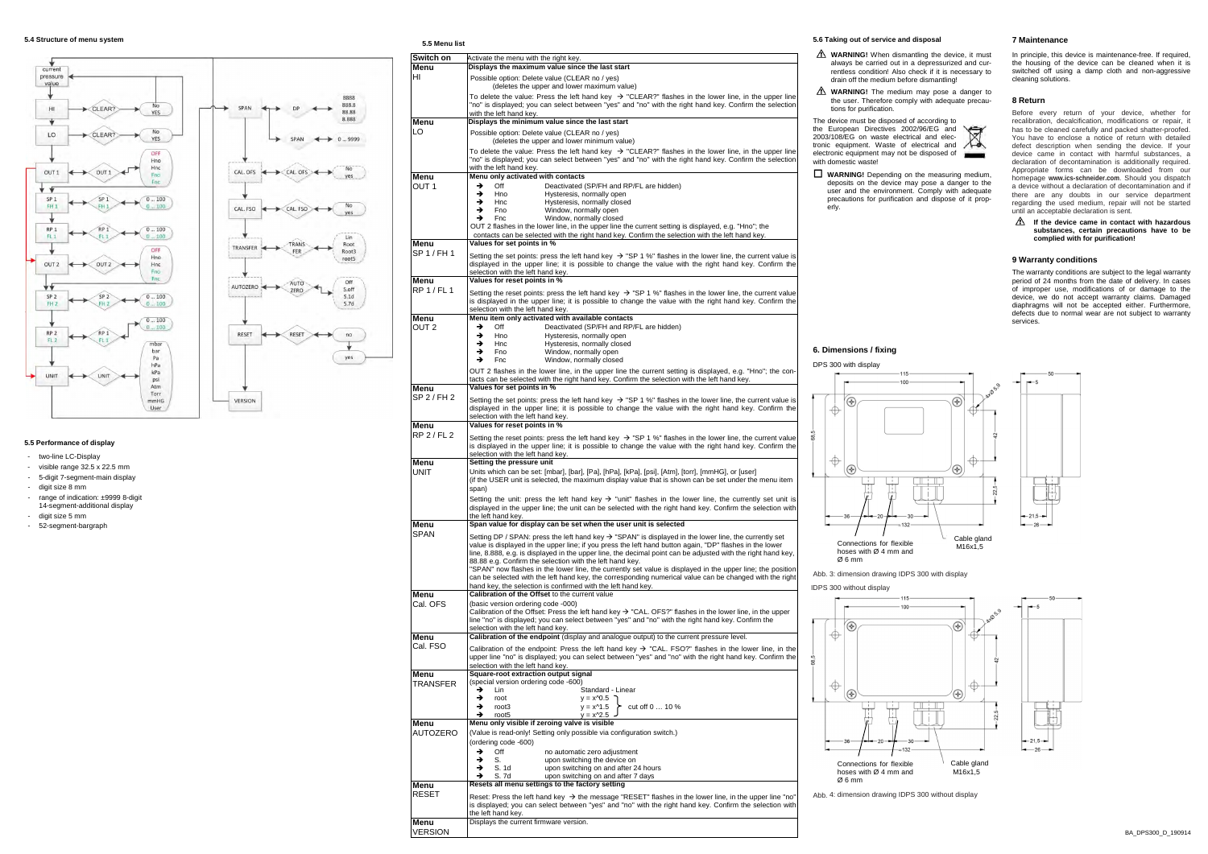## 5.4 Structure of menu system

current pressure value
HI — CLEAR? — No / YES
LO — CLEAR? — No / YES
OUT 1 — OUT 1 — OFF / Hno / Hnc / Fno / Fnc
SP 1 / FH 1 — SP 1 / FH 1 — 0 ... 100 / 0 ... 100
RP 1 / FL 1 — RP 1 / FL 1 — 0 ... 100 / 0 ... 100
OUT 2 — OUT 2 — OFF / Hno / Hnc / Fno / Fnc
SP 2 / FH 2 — SP 2 / FH 2 — 0 ... 100 / 0 ... 100
RP 2 / FL 2 — RP 1 / FL 1 — 0 ... 100 / 0 ... 100
UNIT — UNIT — mbar / bar / Pa / hPa / kPa / psi / Atm / Torr / mmHG / User
SPAN — DP — 8888 / 888.8 / 88.88 / 8.888
SPAN — 0 ... 9999
CAL. OFS — CAL. OFS — No / yes
CAL. FSO — CAL. FSO — No / yes
TRANSFER — TRANS FER — Lin / Root / Root3 / root5
AUTOZERO — AUTO ZERO — Off / S.off / S.1d / S.7d
RESET — RESET — no / yes
VERSION

## 5.5 Performance of display

- two-line LC-Display
- visible range 32.5 x 22.5 mm
- 5-digit 7-segment-main display
- digit size 8 mm
- range of indication: ±9999 8-digit 14-segment-additional display
- digit size 5 mm
- 52-segment-bargraph

## 5.5 Menu list

| Switch on | Activate the menu with the right key. |
|---|---|
| Menu<br>HI | **Displays the maximum value since the last start**<br>Possible option: Delete value (CLEAR no / yes) (deletes the upper and lower maximum value)<br>To delete the value: Press the left hand key → "CLEAR?" flashes in the lower line, in the upper line "no" is displayed; you can select between "yes" and "no" with the right hand key. Confirm the selection with the left hand key. |
| Menu<br>LO | **Displays the minimum value since the last start**<br>Possible option: Delete value (CLEAR no / yes) (deletes the upper and lower minimum value)<br>To delete the value: Press the left hand key → "CLEAR?" flashes in the lower line, in the upper line "no" is displayed; you can select between "yes" and "no" with the right hand key. Confirm the selection with the left hand key. |
| Menu<br>OUT 1 | **Menu only activated with contacts**<br>→ Off — Deactivated (SP/FH and RP/FL are hidden)<br>→ Hno — Hysteresis, normally open<br>→ Hnc — Hysteresis, normally closed<br>→ Fno — Window, normally open<br>→ Fnc — Window, normally closed<br>OUT 1 flashes in the lower line, in the upper line the current setting is displayed, e.g. "Hno"; the contacts can be selected with the right hand key. Confirm the selection with the left hand key. |
| Menu<br>SP 1 / FH 1 | **Values for set points in %**<br>Setting the set points: press the left hand key → "SP 1 %" flashes in the lower line, the current value is displayed in the upper line; it is possible to change the value with the right hand key. Confirm the selection with the left hand key. |
| Menu<br>RP 1 / FL 1 | **Values for reset points in %**<br>Setting the reset points: press the left hand key → "SP 1 %" flashes in the lower line, the current value is displayed in the upper line; it is possible to change the value with the right hand key. Confirm the selection with the left hand key. |
| Menu<br>OUT 2 | **Menu item only activated with available contacts**<br>→ Off — Deactivated (SP/FH and RP/FL are hidden)<br>→ Hno — Hysteresis, normally open<br>→ Hnc — Hysteresis, normally closed<br>→ Fno — Window, normally open<br>→ Fnc — Window, normally closed<br>OUT 2 flashes in the lower line, in the upper line the current setting is displayed, e.g. "Hno"; the contacts can be selected with the right hand key. Confirm the selection with the left hand key. |
| Menu<br>SP 2 / FH 2 | **Values for set points in %**<br>Setting the set points: press the left hand key → "SP 1 %" flashes in the lower line, the current value is displayed in the upper line; it is possible to change the value with the right hand key. Confirm the selection with the left hand key. |
| Menu<br>RP 2 / FL 2 | **Values for reset points in %**<br>Setting the reset points: press the left hand key → "SP 1 %" flashes in the lower line, the current value is displayed in the upper line; it is possible to change the value with the right hand key. Confirm the selection with the left hand key. |
| Menu<br>UNIT | **Setting the pressure unit**<br>Units which can be set: [mbar], [bar], [Pa], [hPa], [kPa], [psi], [Atm], [torr], [mmHG], or [user] (if the USER unit is selected, the maximum display value that is shown can be set under the menu item span)<br>Setting the unit: press the left hand key → "unit" flashes in the lower line, the currently set unit is displayed in the upper line; the unit can be selected with the right hand key. Confirm the selection with the left hand key. |
| Menu<br>SPAN | **Span value for display can be set when the user unit is selected**<br>Setting DP / SPAN: press the left hand key → "SPAN" is displayed in the lower line, the currently set value is displayed in the upper line; if you press the left hand button again, "DP" flashes in the lower line, 8.888, e.g. is displayed in the upper line, the decimal point can be adjusted with the right hand key, 88.88 e.g. Confirm the selection with the left hand key.<br>"SPAN" now flashes in the lower line, the currently set value is displayed in the upper line; the position can be selected with the left hand key, the corresponding numerical value can be changed with the right hand key, the selection is confirmed with the left hand key. |
| Menu<br>Cal. OFS | **Calibration of the Offset** to the current value<br>(basic version ordering code -000)<br>Calibration of the Offset: Press the left hand key → "CAL. OFS?" flashes in the lower line, in the upper line "no" is displayed; you can select between "yes" and "no" with the right hand key. Confirm the selection with the left hand key. |
| Menu<br>Cal. FSO | **Calibration of the endpoint** (display and analogue output) to the current pressure level.<br>Calibration of the endpoint: Press the left hand key → "CAL. FSO?" flashes in the lower line, in the upper line "no" is displayed; you can select between "yes" and "no" with the right hand key. Confirm the selection with the left hand key. |
| Menu<br>TRANSFER | **Square-root extraction output signal**<br>(special version ordering code -600)<br>→ Lin — Standard - Linear<br>→ root — $y = x^{0.5}$<br>→ root3 — $y = x^{1.5}$ — cut off 0 … 10 %<br>→ root5 — $y = x^{2.5}$ |
| Menu<br>AUTOZERO | **Menu only visible if zeroing valve is visible**<br>(Value is read-only! Setting only possible via configuration switch.)<br>(ordering code -600)<br>→ Off — no automatic zero adjustment<br>→ S. — upon switching the device on<br>→ S. 1d — upon switching on and after 24 hours<br>→ S. 7d — upon switching on and after 7 days |
| Menu<br>RESET | **Resets all menu settings to the factory setting**<br>Reset: Press the left hand key → the message "RESET" flashes in the lower line, in the upper line "no" is displayed; you can select between "yes" and "no" with the right hand key. Confirm the selection with the left hand key. |
| Menu<br>VERSION | Displays the current firmware version. |

## 5.6 Taking out of service and disposal

⚠ **WARNING!** When dismantling the device, it must always be carried out in a depressurized and currentless condition! Also check if it is necessary to drain off the medium before dismantling!

⚠ **WARNING!** The medium may pose a danger to the user. Therefore comply with adequate precautions for purification.

The device must be disposed of according to the European Directives 2002/96/EG and 2003/108/EG on waste electrical and electronic equipment. Waste of electrical and electronic equipment may not be disposed of with domestic waste!

☐ **WARNING!** Depending on the measuring medium, deposits on the device may pose a danger to the user and the environment. Comply with adequate precautions for purification and dispose of it properly.

## 6. Dimensions / fixing

DPS 300 with display

115, 100, 4xØ 5.9, 88.5, 42, 22.5, 36, 20, 30, 132, 50, 5, 21.5, 26

Connections for flexible hoses with Ø 4 mm and Ø 6 mm

Cable gland M16x1,5

Abb. 3: dimension drawing IDPS 300 with display

IDPS 300 without display

115, 100, 4xØ 5.9, 88.5, 42, 22.5, 36, 20, 30, 132, 50, 5, 21.5, 26

Connections for flexible hoses with Ø 4 mm and Ø 6 mm

Cable gland M16x1,5

Abb. 4: dimension drawing IDPS 300 without display

## 7 Maintenance

In principle, this device is maintenance-free. If required, the housing of the device can be cleaned when it is switched off using a damp cloth and non-aggressive cleaning solutions.

## 8 Return

Before every return of your device, whether for recalibration, decalcification, modifications or repair, it has to be cleaned carefully and packed shatter-proofed. You have to enclose a notice of return with detailed defect description when sending the device. If your device came in contact with harmful substances, a declaration of decontamination is additionally required. Appropriate forms can be downloaded from our homepage **www.ics-schneider.com**. Should you dispatch a device without a declaration of decontamination and if there are any doubts in our service department regarding the used medium, repair will not be started until an acceptable declaration is sent.

⚠ **If the device came in contact with hazardous substances, certain precautions have to be complied with for purification!**

## 9 Warranty conditions

The warranty conditions are subject to the legal warranty period of 24 months from the date of delivery. In cases of improper use, modifications of or damage to the device, we do not accept warranty claims. Damaged diaphragms will not be accepted either. Furthermore, defects due to normal wear are not subject to warranty services.